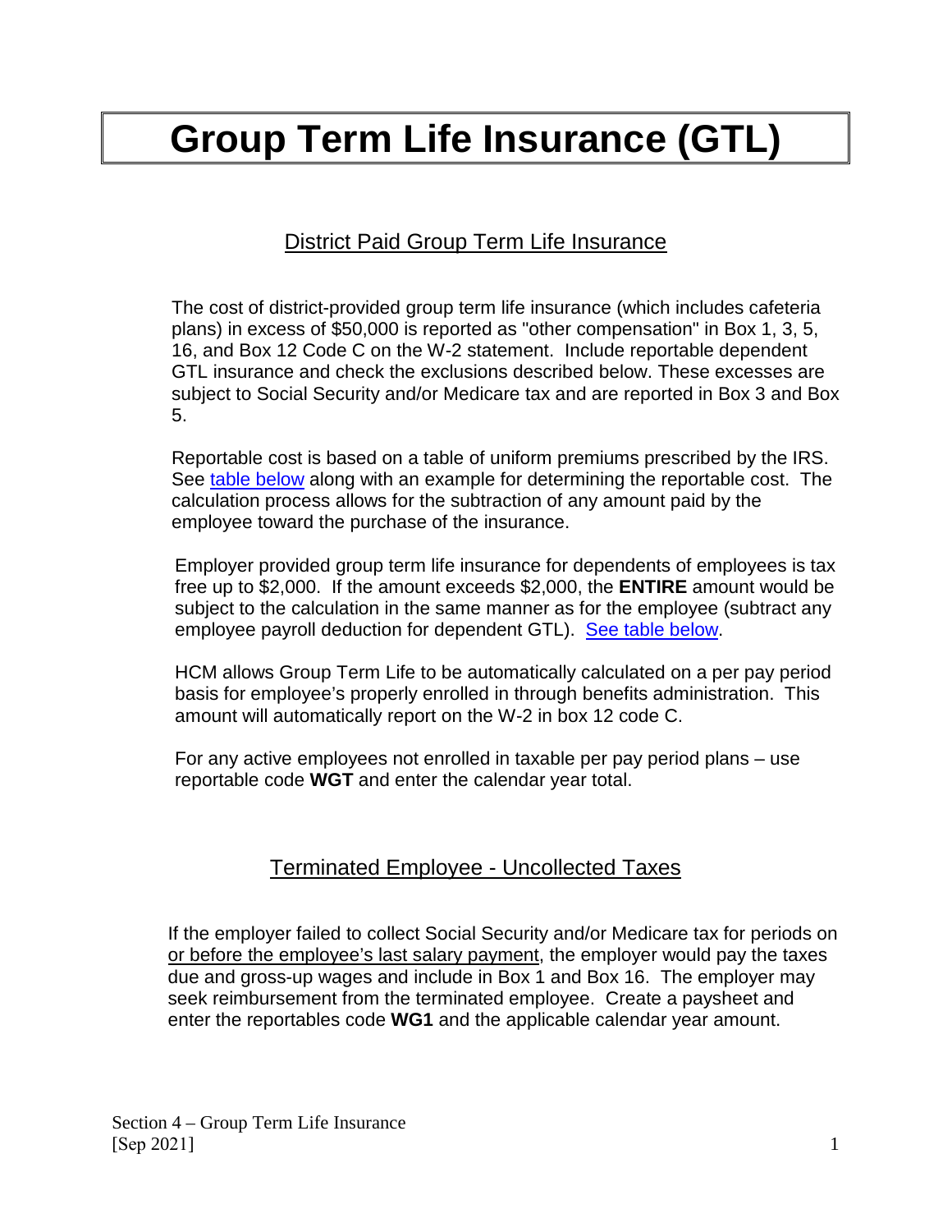# Group Term Life Insurance (GTL)

## District Paid Group Term Life Insurance

The cost of district-provided group term life insurance (which includes cafeteria plans) in excess of $50,000 is reported as "other compensation" in Box 1, 3, 5, 16, and Box 12 Code C on the W-2 statement. Include reportable dependent GTL insurance and check the exclusions described below. These excesses are subject to Social Security and/or Medicare tax and are reported in Box 3 and Box 5.

Reportable cost is based on a table of uniform premiums prescribed by the IRS. See table below along with an example for determining the reportable cost. The calculation process allows for the subtraction of any amount paid by the employee toward the purchase of the insurance.

Employer provided group term life insurance for dependents of employees is tax free up to $2,000. If the amount exceeds $2,000, the **ENTIRE** amount would be subject to the calculation in the same manner as for the employee (subtract any employee payroll deduction for dependent GTL). See table below.

HCM allows Group Term Life to be automatically calculated on a per pay period basis for employee's properly enrolled in through benefits administration. This amount will automatically report on the W-2 in box 12 code C.

For any active employees not enrolled in taxable per pay period plans – use reportable code **WGT** and enter the calendar year total.

## Terminated Employee - Uncollected Taxes

If the employer failed to collect Social Security and/or Medicare tax for periods on or before the employee's last salary payment, the employer would pay the taxes due and gross-up wages and include in Box 1 and Box 16. The employer may seek reimbursement from the terminated employee. Create a paysheet and enter the reportables code **WG1** and the applicable calendar year amount.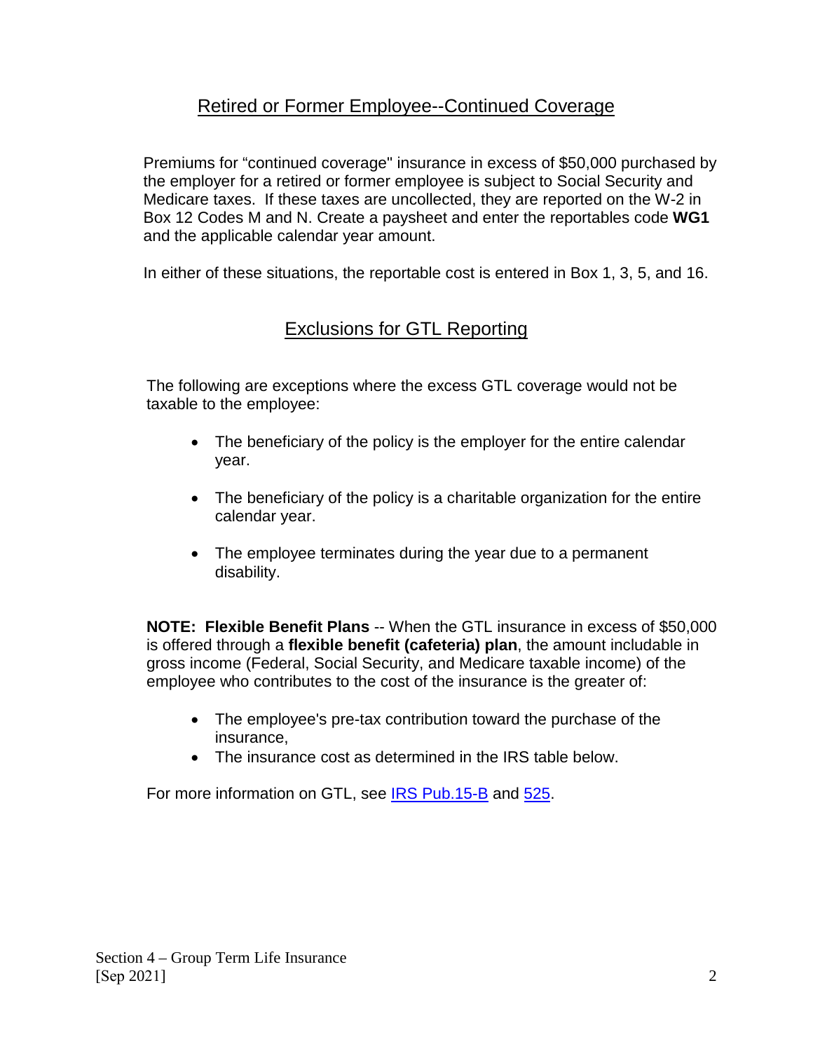## Retired or Former Employee--Continued Coverage

Premiums for “continued coverage" insurance in excess of $50,000 purchased by the employer for a retired or former employee is subject to Social Security and Medicare taxes. If these taxes are uncollected, they are reported on the W-2 in Box 12 Codes M and N. Create a paysheet and enter the reportables code **WG1** and the applicable calendar year amount.

In either of these situations, the reportable cost is entered in Box 1, 3, 5, and 16.

## Exclusions for GTL Reporting

The following are exceptions where the excess GTL coverage would not be taxable to the employee:

- The beneficiary of the policy is the employer for the entire calendar year.
- The beneficiary of the policy is a charitable organization for the entire calendar year.
- The employee terminates during the year due to a permanent disability.

**NOTE: Flexible Benefit Plans** -- When the GTL insurance in excess of $50,000 is offered through a **flexible benefit (cafeteria) plan**, the amount includable in gross income (Federal, Social Security, and Medicare taxable income) of the employee who contributes to the cost of the insurance is the greater of:

- The employee's pre-tax contribution toward the purchase of the insurance,
- The insurance cost as determined in the IRS table below.

For more information on GTL, see IRS Pub.15-B and 525.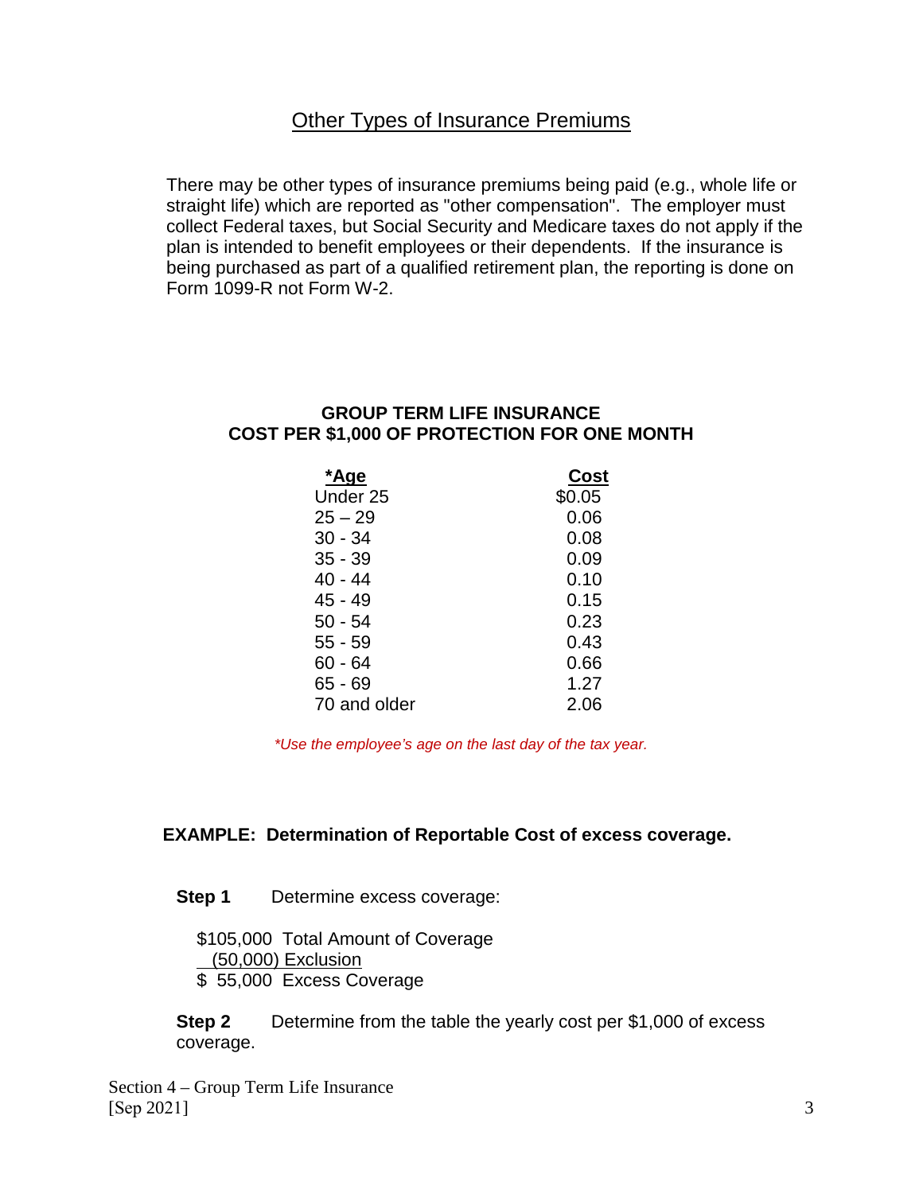## Other Types of Insurance Premiums

There may be other types of insurance premiums being paid (e.g., whole life or straight life) which are reported as "other compensation". The employer must collect Federal taxes, but Social Security and Medicare taxes do not apply if the plan is intended to benefit employees or their dependents. If the insurance is being purchased as part of a qualified retirement plan, the reporting is done on Form 1099-R not Form W-2.

**GROUP TERM LIFE INSURANCE**
**COST PER $1,000 OF PROTECTION FOR ONE MONTH**

| *Age | Cost |
|---|---|
| Under 25 | $0.05 |
| 25 – 29 | 0.06 |
| 30 - 34 | 0.08 |
| 35 - 39 | 0.09 |
| 40 - 44 | 0.10 |
| 45 - 49 | 0.15 |
| 50 - 54 | 0.23 |
| 55 - 59 | 0.43 |
| 60 - 64 | 0.66 |
| 65 - 69 | 1.27 |
| 70 and older | 2.06 |

*\*Use the employee's age on the last day of the tax year.*

**EXAMPLE: Determination of Reportable Cost of excess coverage.**

**Step 1** Determine excess coverage:

$105,000 Total Amount of Coverage
(50,000) Exclusion
$ 55,000 Excess Coverage

**Step 2** Determine from the table the yearly cost per $1,000 of excess coverage.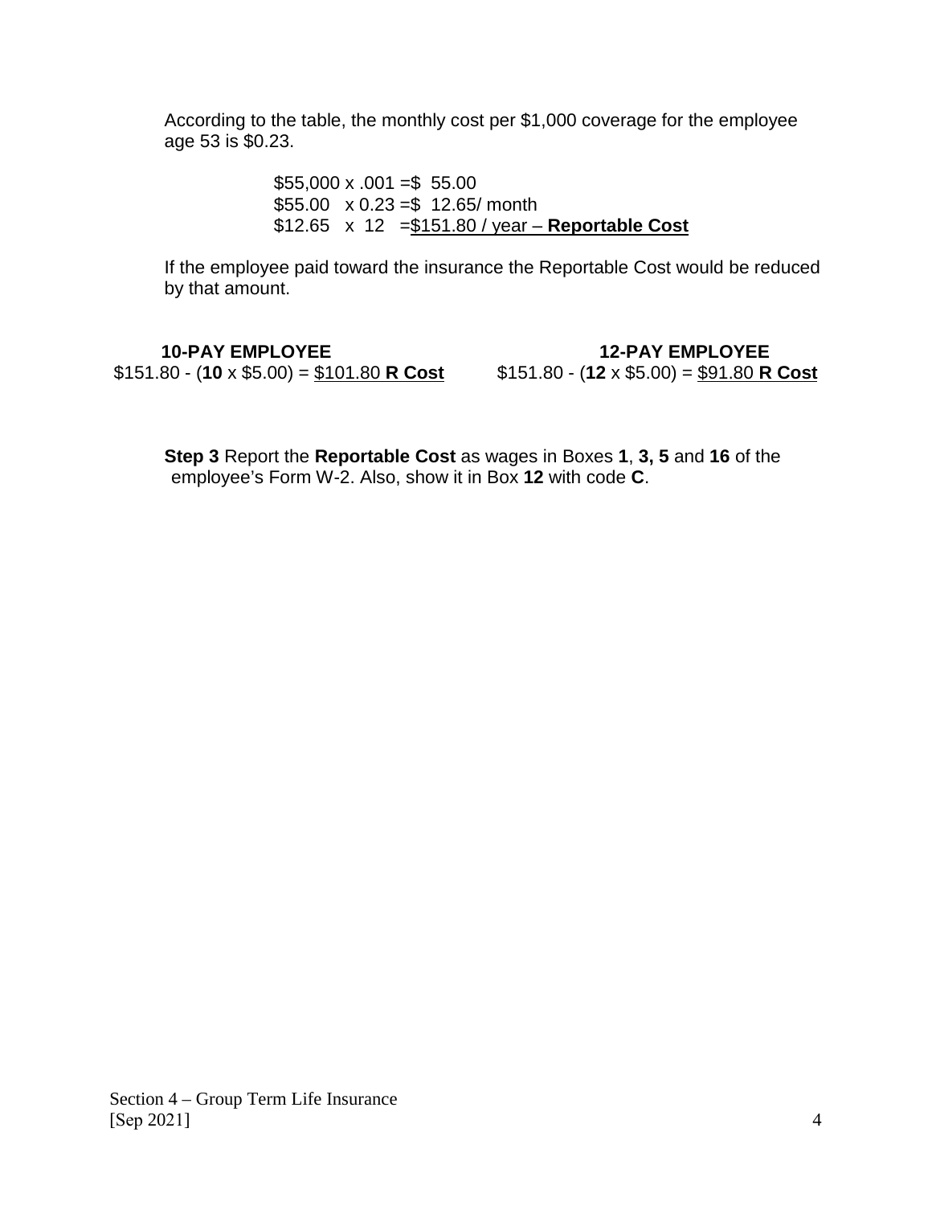According to the table, the monthly cost per $1,000 coverage for the employee age 53 is $0.23.

$55,000 x .001 =$ 55.00
$55.00 x 0.23 =$ 12.65/ month
$12.65 x 12 =<u>$151.80 / year – **Reportable Cost**</u>

If the employee paid toward the insurance the Reportable Cost would be reduced by that amount.

| **10-PAY EMPLOYEE** | **12-PAY EMPLOYEE** |
|---|---|
| $151.80 - (**10** x $5.00) = <u>$101.80 **R Cost**</u> | $151.80 - (**12** x $5.00) = <u>$91.80 **R Cost**</u> |

**Step 3** Report the **Reportable Cost** as wages in Boxes **1**, **3, 5** and **16** of the employee's Form W-2. Also, show it in Box **12** with code **C**.